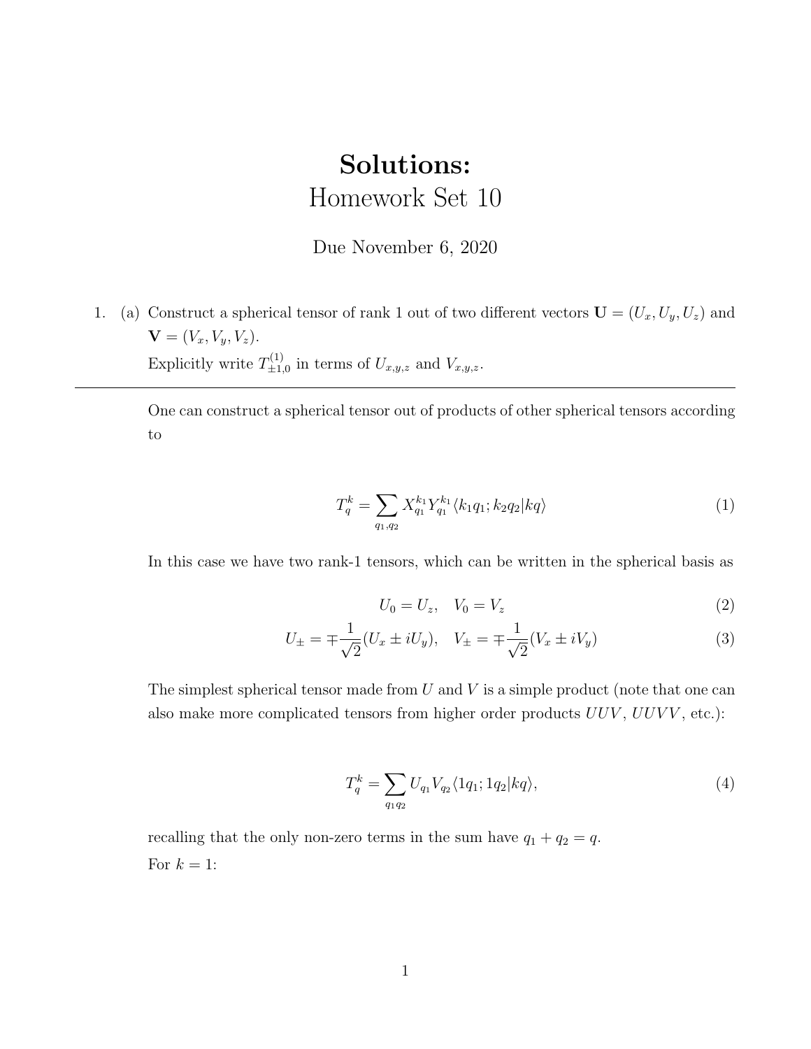# **Solutions:**

# Homework Set 10

Due November 6, 2020

1. (a) Construct a spherical tensor of rank 1 out of two different vectors $\mathbf{U} = (U_x, U_y, U_z)$ and $\mathbf{V} = (V_x, V_y, V_z)$.

   Explicitly write $T^{(1)}_{\pm 1,0}$ in terms of $U_{x,y,z}$ and $V_{x,y,z}$.

---

One can construct a spherical tensor out of products of other spherical tensors according to

$$T^k_q = \sum_{q_1,q_2} X^{k_1}_{q_1} Y^{k_1}_{q_1} \langle k_1 q_1; k_2 q_2 | kq \rangle \tag{1}$$

In this case we have two rank-1 tensors, which can be written in the spherical basis as

$$U_0 = U_z, \quad V_0 = V_z \tag{2}$$

$$U_\pm = \mp \frac{1}{\sqrt{2}}(U_x \pm iU_y), \quad V_\pm = \mp \frac{1}{\sqrt{2}}(V_x \pm iV_y) \tag{3}$$

The simplest spherical tensor made from $U$ and $V$ is a simple product (note that one can also make more complicated tensors from higher order products $UUV$, $UUVV$, etc.):

$$T^k_q = \sum_{q_1 q_2} U_{q_1} V_{q_2} \langle 1q_1; 1q_2 | kq \rangle, \tag{4}$$

recalling that the only non-zero terms in the sum have $q_1 + q_2 = q$.

For $k = 1$: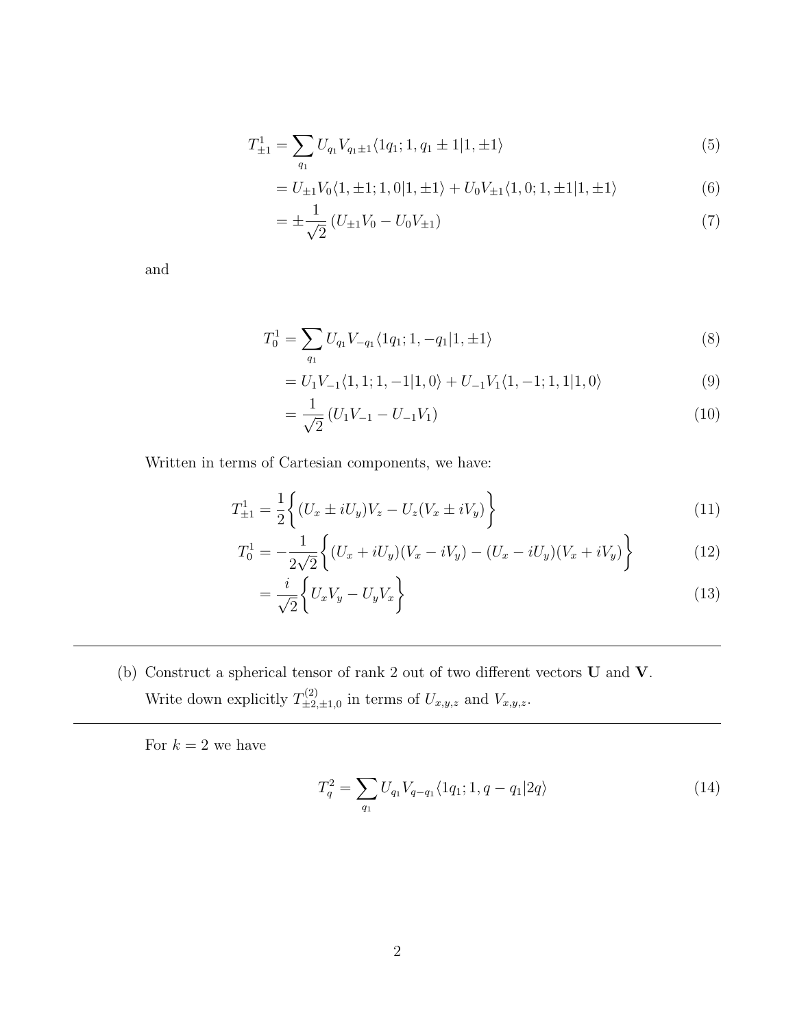$$T^1_{\pm 1} = \sum_{q_1} U_{q_1} V_{q_1 \pm 1} \langle 1 q_1; 1, q_1 \pm 1 | 1, \pm 1 \rangle \tag{5}$$

$$= U_{\pm 1} V_0 \langle 1, \pm 1; 1, 0 | 1, \pm 1 \rangle + U_0 V_{\pm 1} \langle 1, 0; 1, \pm 1 | 1, \pm 1 \rangle \tag{6}$$

$$= \pm \frac{1}{\sqrt{2}} \left( U_{\pm 1} V_0 - U_0 V_{\pm 1} \right) \tag{7}$$

and

$$T^1_0 = \sum_{q_1} U_{q_1} V_{-q_1} \langle 1 q_1; 1, -q_1 | 1, \pm 1 \rangle \tag{8}$$

$$= U_1 V_{-1} \langle 1, 1; 1, -1 | 1, 0 \rangle + U_{-1} V_1 \langle 1, -1; 1, 1 | 1, 0 \rangle \tag{9}$$

$$= \frac{1}{\sqrt{2}} \left( U_1 V_{-1} - U_{-1} V_1 \right) \tag{10}$$

Written in terms of Cartesian components, we have:

$$T^1_{\pm 1} = \frac{1}{2} \Big\{ (U_x \pm i U_y) V_z - U_z (V_x \pm i V_y) \Big\} \tag{11}$$

$$T^1_0 = -\frac{1}{2\sqrt{2}} \Big\{ (U_x + i U_y)(V_x - i V_y) - (U_x - i U_y)(V_x + i V_y) \Big\} \tag{12}$$

$$= \frac{i}{\sqrt{2}} \Big\{ U_x V_y - U_y V_x \Big\} \tag{13}$$

---

(b) Construct a spherical tensor of rank 2 out of two different vectors $\mathbf{U}$ and $\mathbf{V}$. Write down explicitly $T^{(2)}_{\pm 2, \pm 1, 0}$ in terms of $U_{x,y,z}$ and $V_{x,y,z}$.

---

For $k = 2$ we have

$$T^2_q = \sum_{q_1} U_{q_1} V_{q - q_1} \langle 1 q_1; 1, q - q_1 | 2 q \rangle \tag{14}$$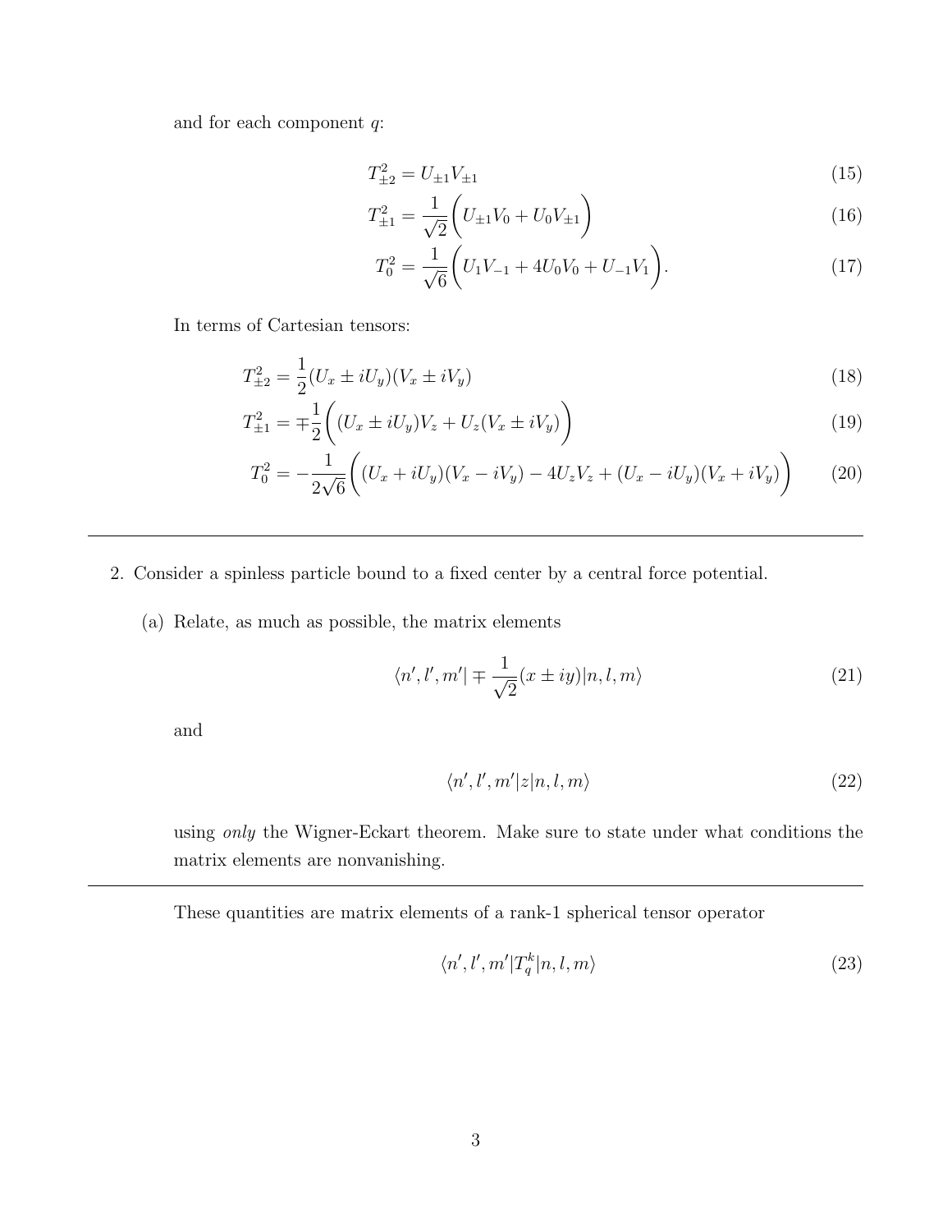and for each component $q$:

$$T^2_{\pm 2} = U_{\pm 1} V_{\pm 1} \tag{15}$$

$$T^2_{\pm 1} = \frac{1}{\sqrt{2}} \bigg( U_{\pm 1} V_0 + U_0 V_{\pm 1} \bigg) \tag{16}$$

$$T^2_0 = \frac{1}{\sqrt{6}} \bigg( U_1 V_{-1} + 4 U_0 V_0 + U_{-1} V_1 \bigg). \tag{17}$$

In terms of Cartesian tensors:

$$T^2_{\pm 2} = \frac{1}{2}(U_x \pm iU_y)(V_x \pm iV_y) \tag{18}$$

$$T^2_{\pm 1} = \mp \frac{1}{2} \bigg( (U_x \pm iU_y) V_z + U_z (V_x \pm iV_y) \bigg) \tag{19}$$

$$T^2_0 = -\frac{1}{2\sqrt{6}} \bigg( (U_x + iU_y)(V_x - iV_y) - 4 U_z V_z + (U_x - iU_y)(V_x + iV_y) \bigg) \tag{20}$$

---

2. Consider a spinless particle bound to a fixed center by a central force potential.

   (a) Relate, as much as possible, the matrix elements

   $$\langle n', l', m' | \mp \frac{1}{\sqrt{2}} (x \pm iy) | n, l, m \rangle \tag{21}$$

   and

   $$\langle n', l', m' | z | n, l, m \rangle \tag{22}$$

   using *only* the Wigner-Eckart theorem. Make sure to state under what conditions the matrix elements are nonvanishing.

---

These quantities are matrix elements of a rank-1 spherical tensor operator

$$\langle n', l', m' | T^k_q | n, l, m \rangle \tag{23}$$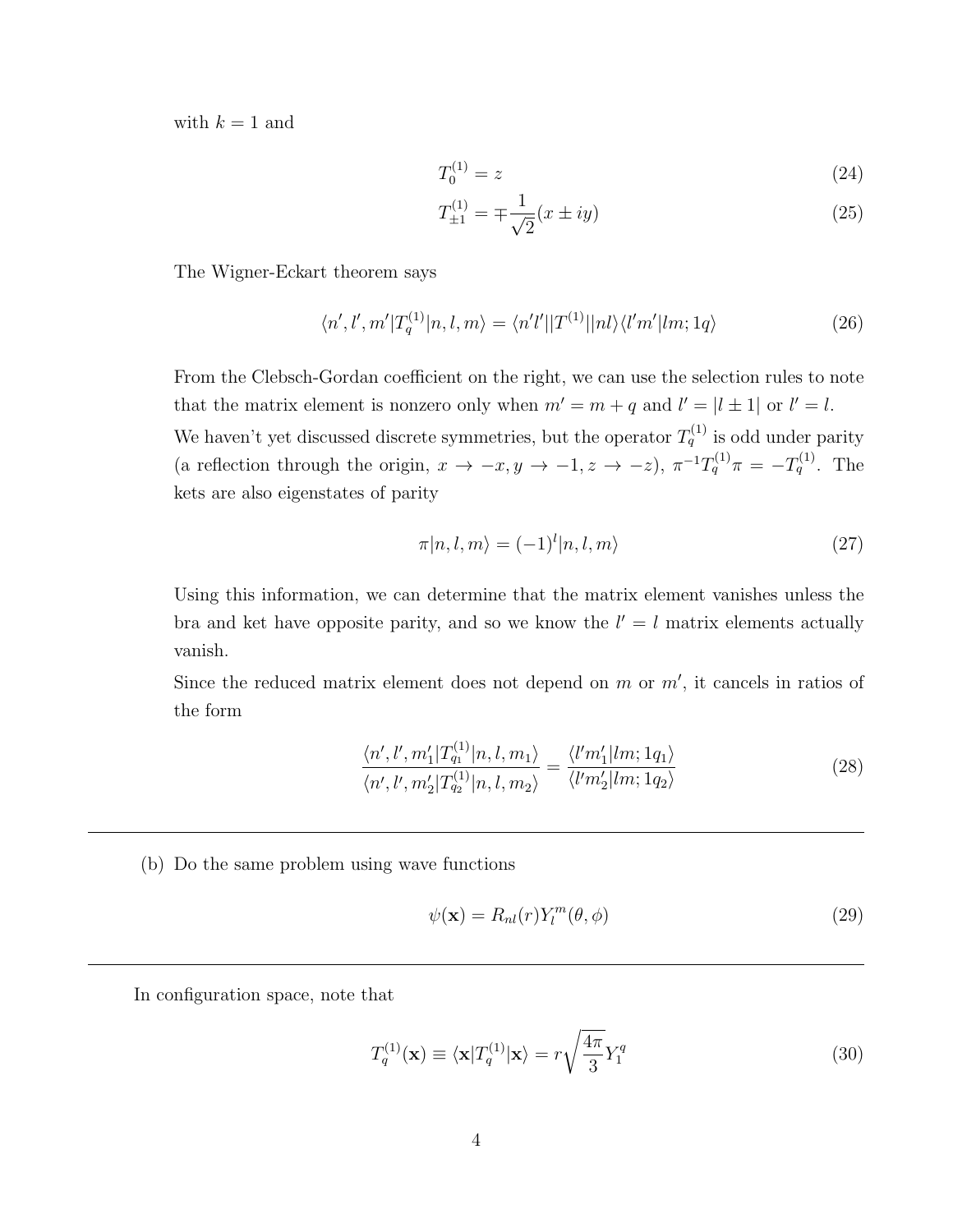with $k = 1$ and

$$T_0^{(1)} = z \tag{24}$$

$$T_{\pm 1}^{(1)} = \mp \frac{1}{\sqrt{2}}(x \pm iy) \tag{25}$$

The Wigner-Eckart theorem says

$$\langle n', l', m' | T_q^{(1)} | n, l, m \rangle = \langle n'l' || T^{(1)} || nl \rangle \langle l'm' | lm; 1q \rangle \tag{26}$$

From the Clebsch-Gordan coefficient on the right, we can use the selection rules to note that the matrix element is nonzero only when $m' = m + q$ and $l' = |l \pm 1|$ or $l' = l$.

We haven't yet discussed discrete symmetries, but the operator $T_q^{(1)}$ is odd under parity (a reflection through the origin, $x \to -x, y \to -1, z \to -z$), $\pi^{-1} T_q^{(1)} \pi = -T_q^{(1)}$. The kets are also eigenstates of parity

$$\pi | n, l, m \rangle = (-1)^l | n, l, m \rangle \tag{27}$$

Using this information, we can determine that the matrix element vanishes unless the bra and ket have opposite parity, and so we know the $l' = l$ matrix elements actually vanish.

Since the reduced matrix element does not depend on $m$ or $m'$, it cancels in ratios of the form

$$\frac{\langle n', l', m'_1 | T_{q_1}^{(1)} | n, l, m_1 \rangle}{\langle n', l', m'_2 | T_{q_2}^{(1)} | n, l, m_2 \rangle} = \frac{\langle l' m'_1 | lm; 1q_1 \rangle}{\langle l' m'_2 | lm; 1q_2 \rangle} \tag{28}$$

---

(b) Do the same problem using wave functions

$$\psi(\mathbf{x}) = R_{nl}(r) Y_l^m(\theta, \phi) \tag{29}$$

---

In configuration space, note that

$$T_q^{(1)}(\mathbf{x}) \equiv \langle \mathbf{x} | T_q^{(1)} | \mathbf{x} \rangle = r \sqrt{\frac{4\pi}{3}} Y_1^q \tag{30}$$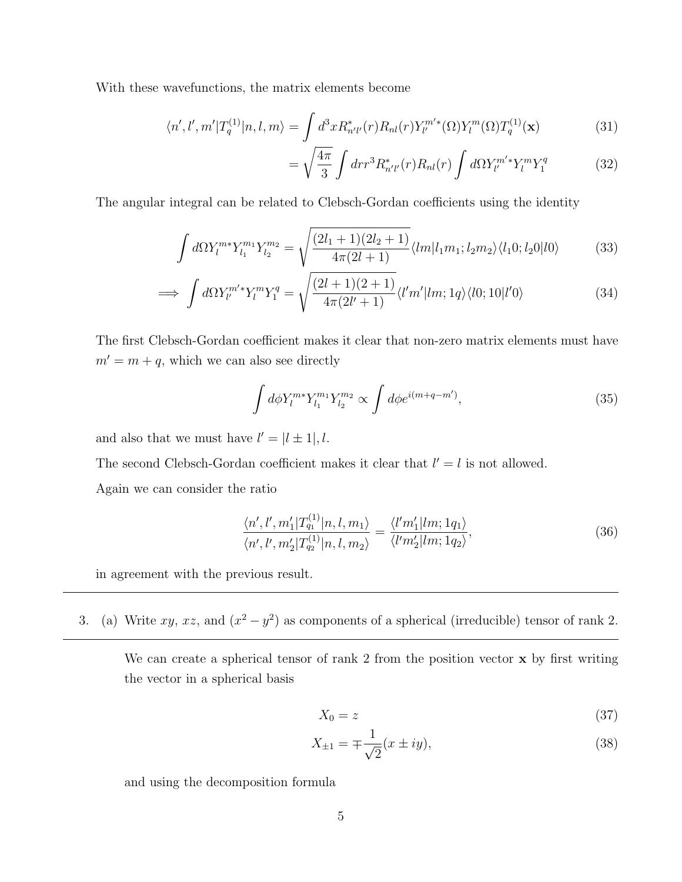With these wavefunctions, the matrix elements become

$$\langle n', l', m'|T_q^{(1)}|n, l, m\rangle = \int d^3x R^*_{n'l'}(r) R_{nl}(r) Y_{l'}^{m'*}(\Omega) Y_l^m(\Omega) T_q^{(1)}(\mathbf{x}) \tag{31}$$

$$= \sqrt{\frac{4\pi}{3}} \int dr r^3 R^*_{n'l'}(r) R_{nl}(r) \int d\Omega Y_{l'}^{m'*} Y_l^m Y_1^q \tag{32}$$

The angular integral can be related to Clebsch-Gordan coefficients using the identity

$$\int d\Omega Y_l^{m*} Y_{l_1}^{m_1} Y_{l_2}^{m_2} = \sqrt{\frac{(2l_1+1)(2l_2+1)}{4\pi(2l+1)}} \langle lm|l_1 m_1; l_2 m_2\rangle \langle l_1 0; l_2 0|l0\rangle \tag{33}$$

$$\implies \int d\Omega Y_{l'}^{m'*} Y_l^m Y_1^q = \sqrt{\frac{(2l+1)(2+1)}{4\pi(2l'+1)}} \langle l'm'|lm; 1q\rangle \langle l0; 10|l'0\rangle \tag{34}$$

The first Clebsch-Gordan coefficient makes it clear that non-zero matrix elements must have $m' = m + q$, which we can also see directly

$$\int d\phi Y_l^{m*} Y_{l_1}^{m_1} Y_{l_2}^{m_2} \propto \int d\phi e^{i(m+q-m')}, \tag{35}$$

and also that we must have $l' = |l \pm 1|, l$.

The second Clebsch-Gordan coefficient makes it clear that $l' = l$ is not allowed.

Again we can consider the ratio

$$\frac{\langle n', l', m_1'|T_{q_1}^{(1)}|n, l, m_1\rangle}{\langle n', l', m_2'|T_{q_2}^{(1)}|n, l, m_2\rangle} = \frac{\langle l'm_1'|lm; 1q_1\rangle}{\langle l'm_2'|lm; 1q_2\rangle}, \tag{36}$$

in agreement with the previous result.

---

3. (a) Write $xy$, $xz$, and $(x^2 - y^2)$ as components of a spherical (irreducible) tensor of rank 2.

---

We can create a spherical tensor of rank 2 from the position vector $\mathbf{x}$ by first writing the vector in a spherical basis

$$X_0 = z \tag{37}$$

$$X_{\pm 1} = \mp \frac{1}{\sqrt{2}}(x \pm iy), \tag{38}$$

and using the decomposition formula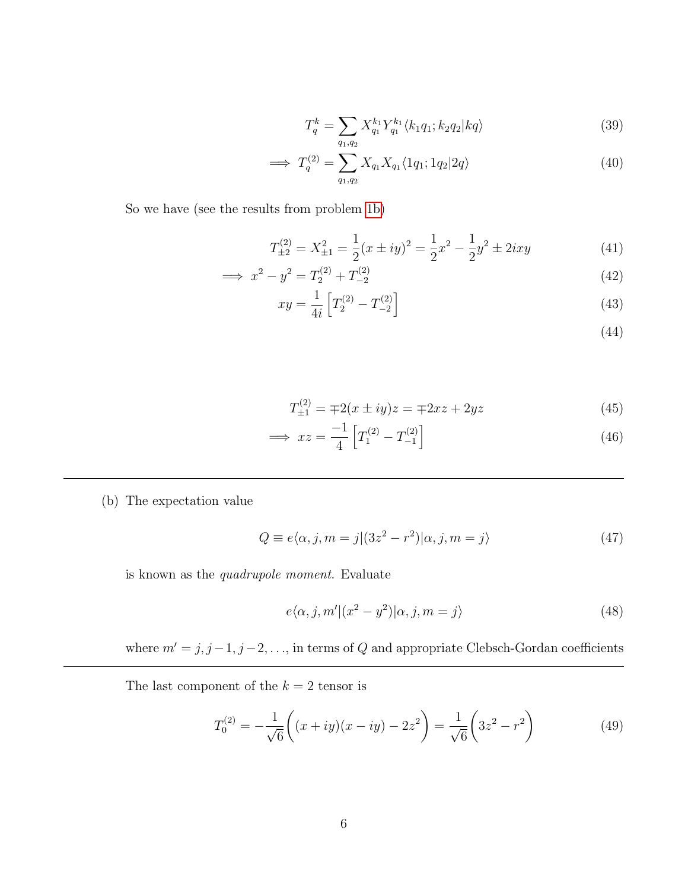$$T_q^k = \sum_{q_1,q_2} X_{q_1}^{k_1} Y_{q_1}^{k_1} \langle k_1 q_1; k_2 q_2 | kq \rangle \tag{39}$$

$$\implies T_q^{(2)} = \sum_{q_1,q_2} X_{q_1} X_{q_1} \langle 1q_1; 1q_2 | 2q \rangle \tag{40}$$

So we have (see the results from problem 1b)

$$T_{\pm 2}^{(2)} = X_{\pm 1}^2 = \frac{1}{2}(x \pm iy)^2 = \frac{1}{2}x^2 - \frac{1}{2}y^2 \pm 2ixy \tag{41}$$

$$\implies x^2 - y^2 = T_2^{(2)} + T_{-2}^{(2)} \tag{42}$$

$$xy = \frac{1}{4i}\left[T_2^{(2)} - T_{-2}^{(2)}\right] \tag{43}$$

$$\tag{44}$$

$$T_{\pm 1}^{(2)} = \mp 2(x \pm iy)z = \mp 2xz + 2yz \tag{45}$$

$$\implies xz = \frac{-1}{4}\left[T_1^{(2)} - T_{-1}^{(2)}\right] \tag{46}$$

---

(b) The expectation value

$$Q \equiv e\langle \alpha, j, m = j | (3z^2 - r^2) | \alpha, j, m = j \rangle \tag{47}$$

is known as the *quadrupole moment*. Evaluate

$$e\langle \alpha, j, m' | (x^2 - y^2) | \alpha, j, m = j \rangle \tag{48}$$

where $m' = j, j-1, j-2, \ldots$, in terms of $Q$ and appropriate Clebsch-Gordan coefficients

---

The last component of the $k = 2$ tensor is

$$T_0^{(2)} = -\frac{1}{\sqrt{6}}\bigg((x + iy)(x - iy) - 2z^2\bigg) = \frac{1}{\sqrt{6}}\bigg(3z^2 - r^2\bigg) \tag{49}$$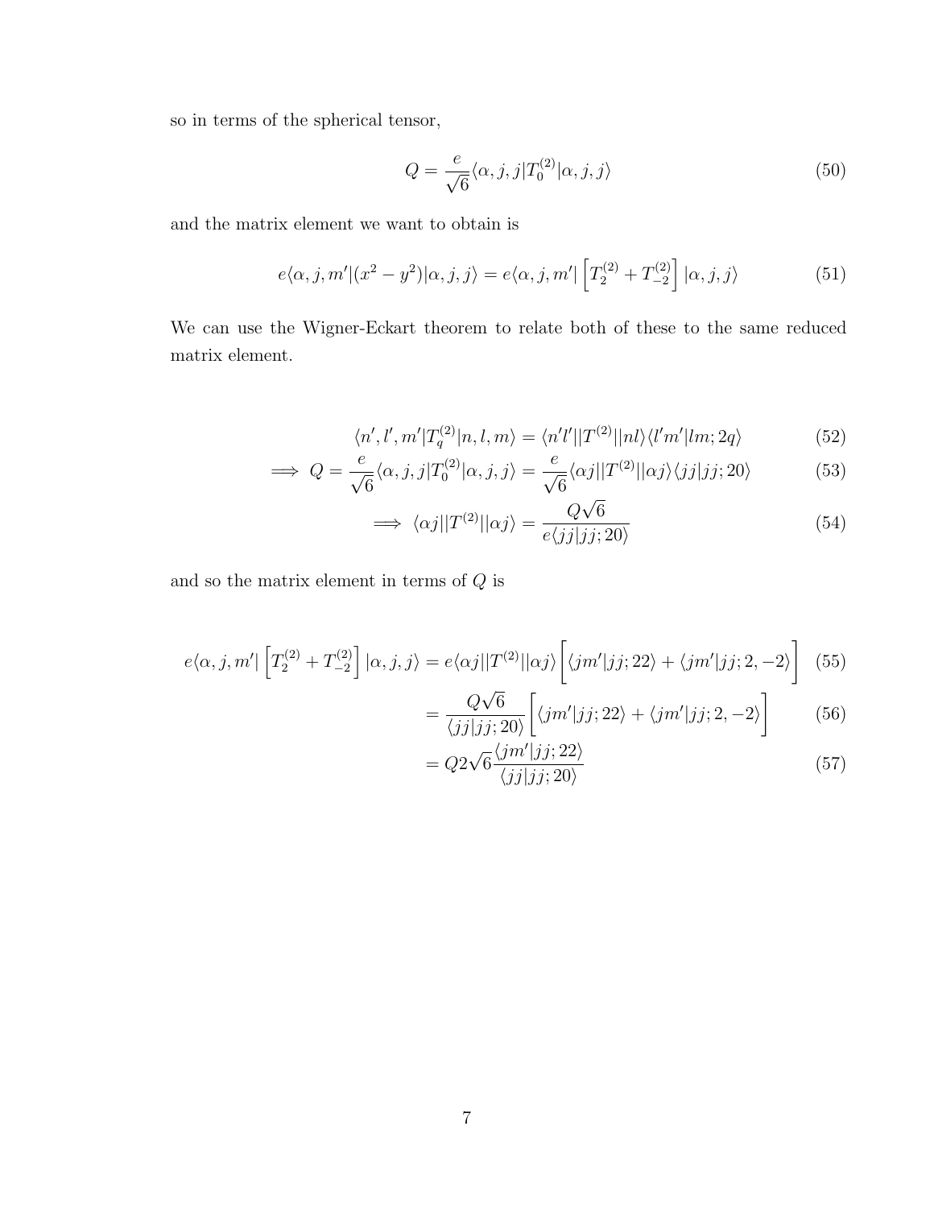so in terms of the spherical tensor,

$$Q = \frac{e}{\sqrt{6}} \langle \alpha, j, j | T_0^{(2)} | \alpha, j, j \rangle \tag{50}$$

and the matrix element we want to obtain is

$$e\langle \alpha, j, m' | (x^2 - y^2) | \alpha, j, j \rangle = e\langle \alpha, j, m' | \left[ T_2^{(2)} + T_{-2}^{(2)} \right] | \alpha, j, j \rangle \tag{51}$$

We can use the Wigner-Eckart theorem to relate both of these to the same reduced matrix element.

$$\langle n', l', m' | T_q^{(2)} | n, l, m \rangle = \langle n' l' || T^{(2)} || n l \rangle \langle l' m' | l m; 2 q \rangle \tag{52}$$

$$\implies Q = \frac{e}{\sqrt{6}} \langle \alpha, j, j | T_0^{(2)} | \alpha, j, j \rangle = \frac{e}{\sqrt{6}} \langle \alpha j || T^{(2)} || \alpha j \rangle \langle j j | j j; 2 0 \rangle \tag{53}$$

$$\implies \langle \alpha j || T^{(2)} || \alpha j \rangle = \frac{Q\sqrt{6}}{e \langle j j | j j; 2 0 \rangle} \tag{54}$$

and so the matrix element in terms of $Q$ is

$$e\langle \alpha, j, m' | \left[ T_2^{(2)} + T_{-2}^{(2)} \right] | \alpha, j, j \rangle = e\langle \alpha j || T^{(2)} || \alpha j \rangle \left[ \langle j m' | j j; 2 2 \rangle + \langle j m' | j j; 2, -2 \rangle \right] \tag{55}$$

$$= \frac{Q\sqrt{6}}{\langle j j | j j; 2 0 \rangle} \left[ \langle j m' | j j; 2 2 \rangle + \langle j m' | j j; 2, -2 \rangle \right] \tag{56}$$

$$= Q 2\sqrt{6} \frac{\langle j m' | j j; 2 2 \rangle}{\langle j j | j j; 2 0 \rangle} \tag{57}$$